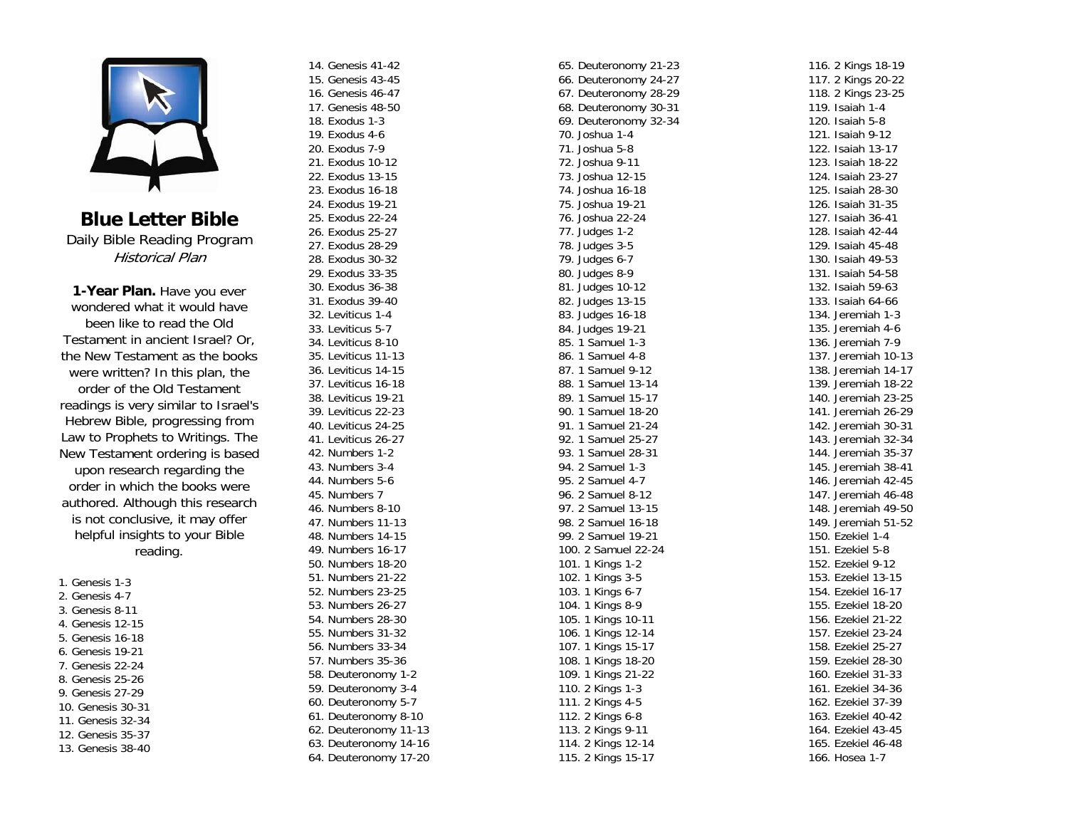# Blue Letter Bible

Daily Bible Reading Program
*Historical Plan*

**1-Year Plan.** Have you ever wondered what it would have been like to read the Old Testament in ancient Israel? Or, the New Testament as the books were written? In this plan, the order of the Old Testament readings is very similar to Israel's Hebrew Bible, progressing from Law to Prophets to Writings. The New Testament ordering is based upon research regarding the order in which the books were authored. Although this research is not conclusive, it may offer helpful insights to your Bible reading.

1. Genesis 1-3
2. Genesis 4-7
3. Genesis 8-11
4. Genesis 12-15
5. Genesis 16-18
6. Genesis 19-21
7. Genesis 22-24
8. Genesis 25-26
9. Genesis 27-29
10. Genesis 30-31
11. Genesis 32-34
12. Genesis 35-37
13. Genesis 38-40
14. Genesis 41-42
15. Genesis 43-45
16. Genesis 46-47
17. Genesis 48-50
18. Exodus 1-3
19. Exodus 4-6
20. Exodus 7-9
21. Exodus 10-12
22. Exodus 13-15
23. Exodus 16-18
24. Exodus 19-21
25. Exodus 22-24
26. Exodus 25-27
27. Exodus 28-29
28. Exodus 30-32
29. Exodus 33-35
30. Exodus 36-38
31. Exodus 39-40
32. Leviticus 1-4
33. Leviticus 5-7
34. Leviticus 8-10
35. Leviticus 11-13
36. Leviticus 14-15
37. Leviticus 16-18
38. Leviticus 19-21
39. Leviticus 22-23
40. Leviticus 24-25
41. Leviticus 26-27
42. Numbers 1-2
43. Numbers 3-4
44. Numbers 5-6
45. Numbers 7
46. Numbers 8-10
47. Numbers 11-13
48. Numbers 14-15
49. Numbers 16-17
50. Numbers 18-20
51. Numbers 21-22
52. Numbers 23-25
53. Numbers 26-27
54. Numbers 28-30
55. Numbers 31-32
56. Numbers 33-34
57. Numbers 35-36
58. Deuteronomy 1-2
59. Deuteronomy 3-4
60. Deuteronomy 5-7
61. Deuteronomy 8-10
62. Deuteronomy 11-13
63. Deuteronomy 14-16
64. Deuteronomy 17-20
65. Deuteronomy 21-23
66. Deuteronomy 24-27
67. Deuteronomy 28-29
68. Deuteronomy 30-31
69. Deuteronomy 32-34
70. Joshua 1-4
71. Joshua 5-8
72. Joshua 9-11
73. Joshua 12-15
74. Joshua 16-18
75. Joshua 19-21
76. Joshua 22-24
77. Judges 1-2
78. Judges 3-5
79. Judges 6-7
80. Judges 8-9
81. Judges 10-12
82. Judges 13-15
83. Judges 16-18
84. Judges 19-21
85. 1 Samuel 1-3
86. 1 Samuel 4-8
87. 1 Samuel 9-12
88. 1 Samuel 13-14
89. 1 Samuel 15-17
90. 1 Samuel 18-20
91. 1 Samuel 21-24
92. 1 Samuel 25-27
93. 1 Samuel 28-31
94. 2 Samuel 1-3
95. 2 Samuel 4-7
96. 2 Samuel 8-12
97. 2 Samuel 13-15
98. 2 Samuel 16-18
99. 2 Samuel 19-21
100. 2 Samuel 22-24
101. 1 Kings 1-2
102. 1 Kings 3-5
103. 1 Kings 6-7
104. 1 Kings 8-9
105. 1 Kings 10-11
106. 1 Kings 12-14
107. 1 Kings 15-17
108. 1 Kings 18-20
109. 1 Kings 21-22
110. 2 Kings 1-3
111. 2 Kings 4-5
112. 2 Kings 6-8
113. 2 Kings 9-11
114. 2 Kings 12-14
115. 2 Kings 15-17
116. 2 Kings 18-19
117. 2 Kings 20-22
118. 2 Kings 23-25
119. Isaiah 1-4
120. Isaiah 5-8
121. Isaiah 9-12
122. Isaiah 13-17
123. Isaiah 18-22
124. Isaiah 23-27
125. Isaiah 28-30
126. Isaiah 31-35
127. Isaiah 36-41
128. Isaiah 42-44
129. Isaiah 45-48
130. Isaiah 49-53
131. Isaiah 54-58
132. Isaiah 59-63
133. Isaiah 64-66
134. Jeremiah 1-3
135. Jeremiah 4-6
136. Jeremiah 7-9
137. Jeremiah 10-13
138. Jeremiah 14-17
139. Jeremiah 18-22
140. Jeremiah 23-25
141. Jeremiah 26-29
142. Jeremiah 30-31
143. Jeremiah 32-34
144. Jeremiah 35-37
145. Jeremiah 38-41
146. Jeremiah 42-45
147. Jeremiah 46-48
148. Jeremiah 49-50
149. Jeremiah 51-52
150. Ezekiel 1-4
151. Ezekiel 5-8
152. Ezekiel 9-12
153. Ezekiel 13-15
154. Ezekiel 16-17
155. Ezekiel 18-20
156. Ezekiel 21-22
157. Ezekiel 23-24
158. Ezekiel 25-27
159. Ezekiel 28-30
160. Ezekiel 31-33
161. Ezekiel 34-36
162. Ezekiel 37-39
163. Ezekiel 40-42
164. Ezekiel 43-45
165. Ezekiel 46-48
166. Hosea 1-7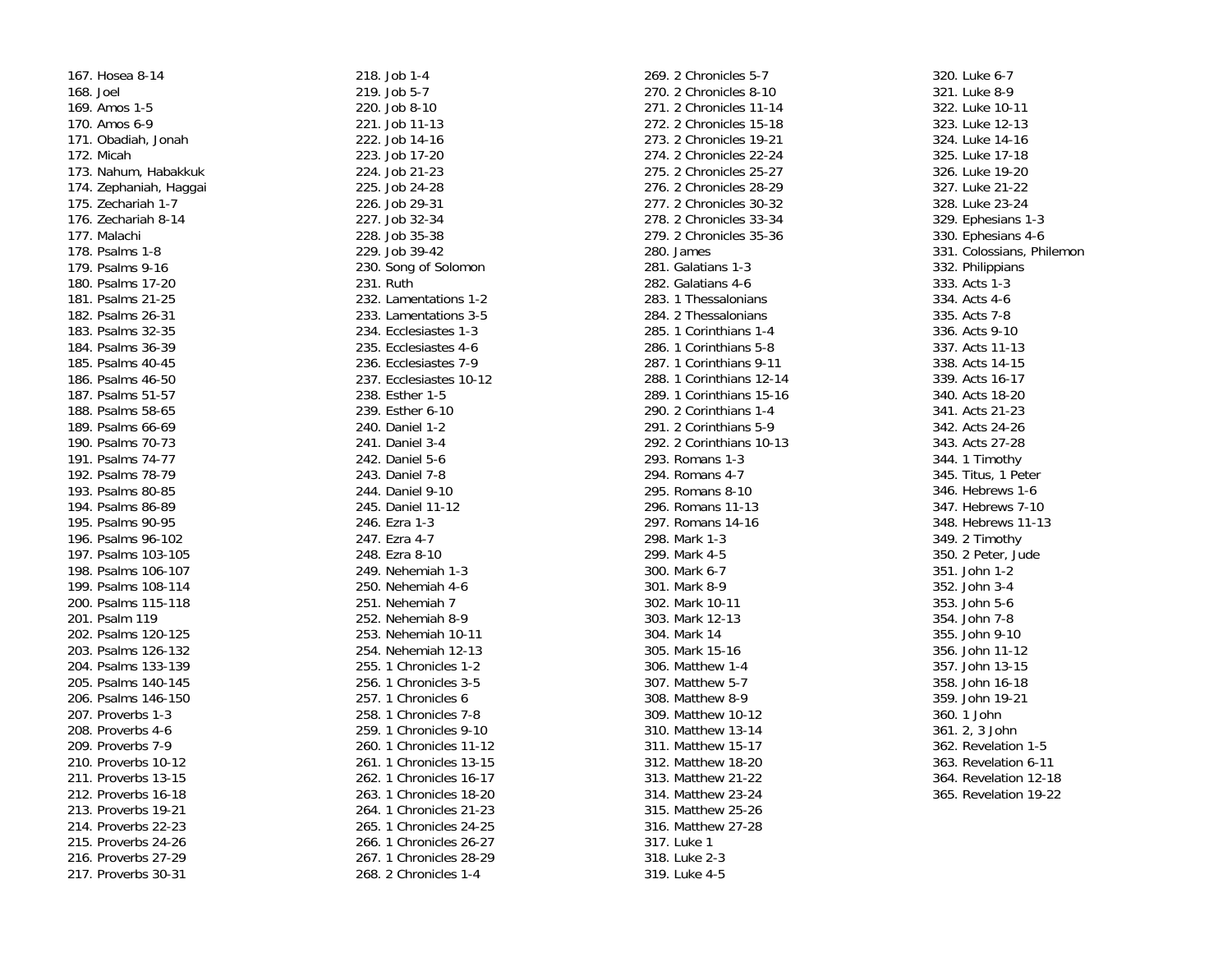167. Hosea 8-14
168. Joel
169. Amos 1-5
170. Amos 6-9
171. Obadiah, Jonah
172. Micah
173. Nahum, Habakkuk
174. Zephaniah, Haggai
175. Zechariah 1-7
176. Zechariah 8-14
177. Malachi
178. Psalms 1-8
179. Psalms 9-16
180. Psalms 17-20
181. Psalms 21-25
182. Psalms 26-31
183. Psalms 32-35
184. Psalms 36-39
185. Psalms 40-45
186. Psalms 46-50
187. Psalms 51-57
188. Psalms 58-65
189. Psalms 66-69
190. Psalms 70-73
191. Psalms 74-77
192. Psalms 78-79
193. Psalms 80-85
194. Psalms 86-89
195. Psalms 90-95
196. Psalms 96-102
197. Psalms 103-105
198. Psalms 106-107
199. Psalms 108-114
200. Psalms 115-118
201. Psalm 119
202. Psalms 120-125
203. Psalms 126-132
204. Psalms 133-139
205. Psalms 140-145
206. Psalms 146-150
207. Proverbs 1-3
208. Proverbs 4-6
209. Proverbs 7-9
210. Proverbs 10-12
211. Proverbs 13-15
212. Proverbs 16-18
213. Proverbs 19-21
214. Proverbs 22-23
215. Proverbs 24-26
216. Proverbs 27-29
217. Proverbs 30-31
218. Job 1-4
219. Job 5-7
220. Job 8-10
221. Job 11-13
222. Job 14-16
223. Job 17-20
224. Job 21-23
225. Job 24-28
226. Job 29-31
227. Job 32-34
228. Job 35-38
229. Job 39-42
230. Song of Solomon
231. Ruth
232. Lamentations 1-2
233. Lamentations 3-5
234. Ecclesiastes 1-3
235. Ecclesiastes 4-6
236. Ecclesiastes 7-9
237. Ecclesiastes 10-12
238. Esther 1-5
239. Esther 6-10
240. Daniel 1-2
241. Daniel 3-4
242. Daniel 5-6
243. Daniel 7-8
244. Daniel 9-10
245. Daniel 11-12
246. Ezra 1-3
247. Ezra 4-7
248. Ezra 8-10
249. Nehemiah 1-3
250. Nehemiah 4-6
251. Nehemiah 7
252. Nehemiah 8-9
253. Nehemiah 10-11
254. Nehemiah 12-13
255. 1 Chronicles 1-2
256. 1 Chronicles 3-5
257. 1 Chronicles 6
258. 1 Chronicles 7-8
259. 1 Chronicles 9-10
260. 1 Chronicles 11-12
261. 1 Chronicles 13-15
262. 1 Chronicles 16-17
263. 1 Chronicles 18-20
264. 1 Chronicles 21-23
265. 1 Chronicles 24-25
266. 1 Chronicles 26-27
267. 1 Chronicles 28-29
268. 2 Chronicles 1-4
269. 2 Chronicles 5-7
270. 2 Chronicles 8-10
271. 2 Chronicles 11-14
272. 2 Chronicles 15-18
273. 2 Chronicles 19-21
274. 2 Chronicles 22-24
275. 2 Chronicles 25-27
276. 2 Chronicles 28-29
277. 2 Chronicles 30-32
278. 2 Chronicles 33-34
279. 2 Chronicles 35-36
280. James
281. Galatians 1-3
282. Galatians 4-6
283. 1 Thessalonians
284. 2 Thessalonians
285. 1 Corinthians 1-4
286. 1 Corinthians 5-8
287. 1 Corinthians 9-11
288. 1 Corinthians 12-14
289. 1 Corinthians 15-16
290. 2 Corinthians 1-4
291. 2 Corinthians 5-9
292. 2 Corinthians 10-13
293. Romans 1-3
294. Romans 4-7
295. Romans 8-10
296. Romans 11-13
297. Romans 14-16
298. Mark 1-3
299. Mark 4-5
300. Mark 6-7
301. Mark 8-9
302. Mark 10-11
303. Mark 12-13
304. Mark 14
305. Mark 15-16
306. Matthew 1-4
307. Matthew 5-7
308. Matthew 8-9
309. Matthew 10-12
310. Matthew 13-14
311. Matthew 15-17
312. Matthew 18-20
313. Matthew 21-22
314. Matthew 23-24
315. Matthew 25-26
316. Matthew 27-28
317. Luke 1
318. Luke 2-3
319. Luke 4-5
320. Luke 6-7
321. Luke 8-9
322. Luke 10-11
323. Luke 12-13
324. Luke 14-16
325. Luke 17-18
326. Luke 19-20
327. Luke 21-22
328. Luke 23-24
329. Ephesians 1-3
330. Ephesians 4-6
331. Colossians, Philemon
332. Philippians
333. Acts 1-3
334. Acts 4-6
335. Acts 7-8
336. Acts 9-10
337. Acts 11-13
338. Acts 14-15
339. Acts 16-17
340. Acts 18-20
341. Acts 21-23
342. Acts 24-26
343. Acts 27-28
344. 1 Timothy
345. Titus, 1 Peter
346. Hebrews 1-6
347. Hebrews 7-10
348. Hebrews 11-13
349. 2 Timothy
350. 2 Peter, Jude
351. John 1-2
352. John 3-4
353. John 5-6
354. John 7-8
355. John 9-10
356. John 11-12
357. John 13-15
358. John 16-18
359. John 19-21
360. 1 John
361. 2, 3 John
362. Revelation 1-5
363. Revelation 6-11
364. Revelation 12-18
365. Revelation 19-22